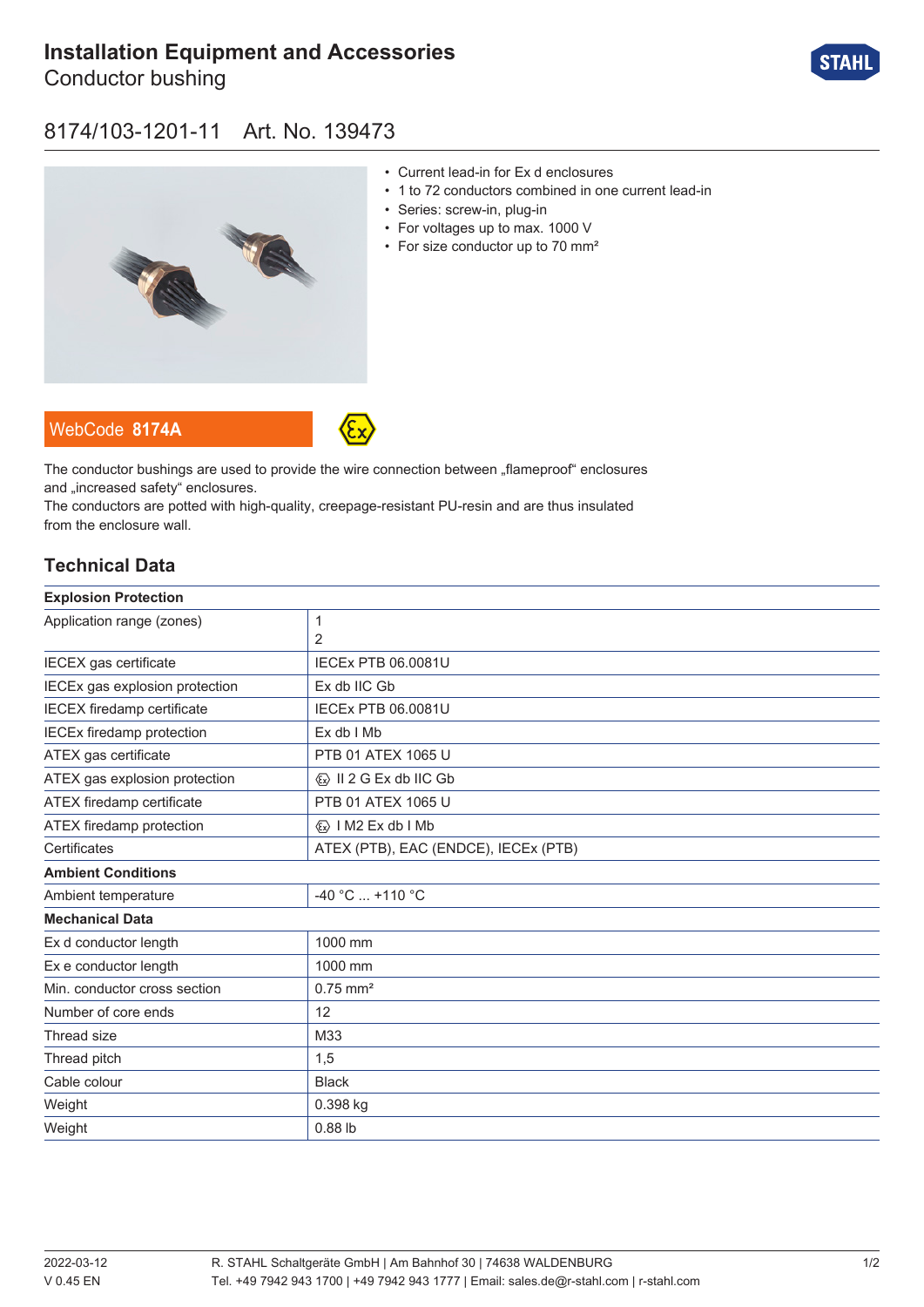# Installation Equipment and Accessories

Conductor bushing

## 8174/103-1201-11 Art. No. 139473

- Current lead-in for Ex d enclosures
- 1 to 72 conductors combined in one current lead-in
- Series: screw-in, plug-in
- For voltages up to max. 1000 V
- For size conductor up to 70 mm²

WebCode **8174A**

The conductor bushings are used to provide the wire connection between „flameproof“ enclosures and „increased safety“ enclosures.
The conductors are potted with high-quality, creepage-resistant PU-resin and are thus insulated from the enclosure wall.

## Technical Data

| **Explosion Protection** | |
|---|---|
| Application range (zones) | 1<br>2 |
| IECEX gas certificate | IECEx PTB 06.0081U |
| IECEx gas explosion protection | Ex db IIC Gb |
| IECEX firedamp certificate | IECEx PTB 06.0081U |
| IECEx firedamp protection | Ex db I Mb |
| ATEX gas certificate | PTB 01 ATEX 1065 U |
| ATEX gas explosion protection | Ⓔx II 2 G Ex db IIC Gb |
| ATEX firedamp certificate | PTB 01 ATEX 1065 U |
| ATEX firedamp protection | Ⓔx I M2 Ex db I Mb |
| Certificates | ATEX (PTB), EAC (ENDCE), IECEx (PTB) |
| **Ambient Conditions** | |
| Ambient temperature | -40 °C ... +110 °C |
| **Mechanical Data** | |
| Ex d conductor length | 1000 mm |
| Ex e conductor length | 1000 mm |
| Min. conductor cross section | 0.75 mm² |
| Number of core ends | 12 |
| Thread size | M33 |
| Thread pitch | 1,5 |
| Cable colour | Black |
| Weight | 0.398 kg |
| Weight | 0.88 lb |

2022-03-12
V 0.45 EN

R. STAHL Schaltgeräte GmbH | Am Bahnhof 30 | 74638 WALDENBURG
Tel. +49 7942 943 1700 | +49 7942 943 1777 | Email: sales.de@r-stahl.com | r-stahl.com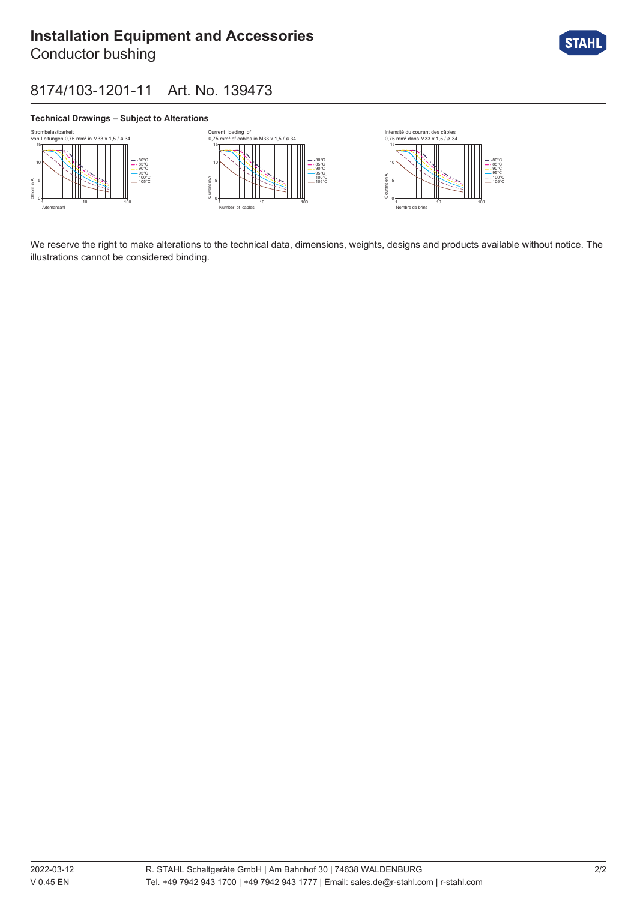# Installation Equipment and Accessories

Conductor bushing

## 8174/103-1201-11 Art. No. 139473

**Technical Drawings – Subject to Alterations**

Strombelastbarkeit
von Leitungen 0,75 mm² in M33 x 1,5 / ø 34
15
10
5
0
Strom in A
1
10
100
Aderanzahl
80°C
85°C
90°C
95°C
100°C
105°C

Current loading of
0,75 mm² of cables in M33 x 1,5 / ø 34
15
10
5
0
Current in A
1
10
100
Number of cables
80°C
85°C
90°C
95°C
100°C
105°C

Intensité du courant des câbles
0,75 mm² dans M33 x 1,5 / ø 34
15
10
5
0
Courant en A
1
10
100
Nombre de brins
80°C
85°C
90°C
95°C
100°C
105°C

We reserve the right to make alterations to the technical data, dimensions, weights, designs and products available without notice. The illustrations cannot be considered binding.

2022-03-12
V 0.45 EN

R. STAHL Schaltgeräte GmbH | Am Bahnhof 30 | 74638 WALDENBURG
Tel. +49 7942 943 1700 | +49 7942 943 1777 | Email: sales.de@r-stahl.com | r-stahl.com